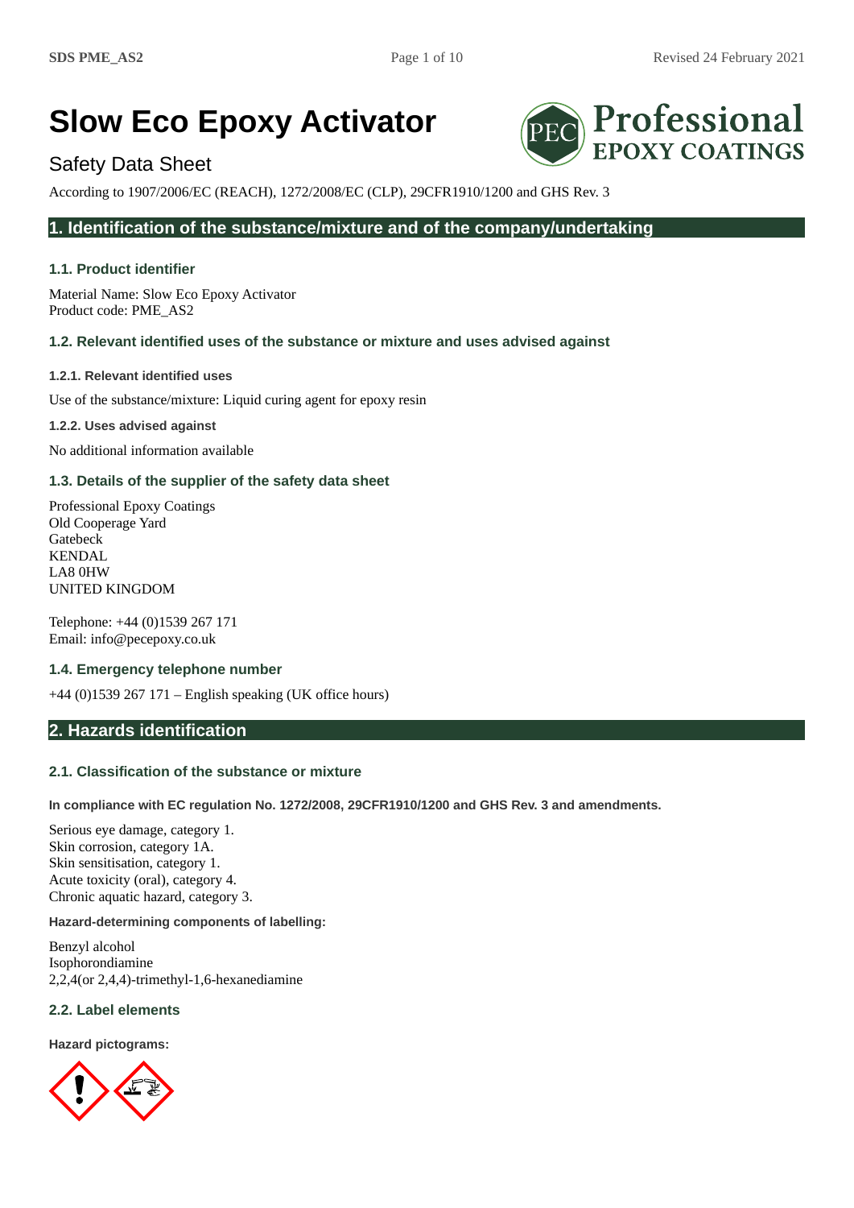# Slow Eco Epoxy Activator

Safety Data Sheet

According to 1907/2006/EC (REACH), 1272/2008/EC (CLP), 29CFR1910/1200 and GHS Rev. 3

## 1. Identification of the substance/mixture and of the company/undertaking

### 1.1. Product identifier

Material Name: Slow Eco Epoxy Activator
Product code: PME_AS2

### 1.2. Relevant identified uses of the substance or mixture and uses advised against

#### 1.2.1. Relevant identified uses

Use of the substance/mixture: Liquid curing agent for epoxy resin

#### 1.2.2. Uses advised against

No additional information available

### 1.3. Details of the supplier of the safety data sheet

Professional Epoxy Coatings
Old Cooperage Yard
Gatebeck
KENDAL
LA8 0HW
UNITED KINGDOM

Telephone: +44 (0)1539 267 171
Email: info@pecepoxy.co.uk

### 1.4. Emergency telephone number

+44 (0)1539 267 171 – English speaking (UK office hours)

## 2. Hazards identification

### 2.1. Classification of the substance or mixture

**In compliance with EC regulation No. 1272/2008, 29CFR1910/1200 and GHS Rev. 3 and amendments.**

Serious eye damage, category 1.
Skin corrosion, category 1A.
Skin sensitisation, category 1.
Acute toxicity (oral), category 4.
Chronic aquatic hazard, category 3.

**Hazard-determining components of labelling:**

Benzyl alcohol
Isophorondiamine
2,2,4(or 2,4,4)-trimethyl-1,6-hexanediamine

### 2.2. Label elements

**Hazard pictograms:**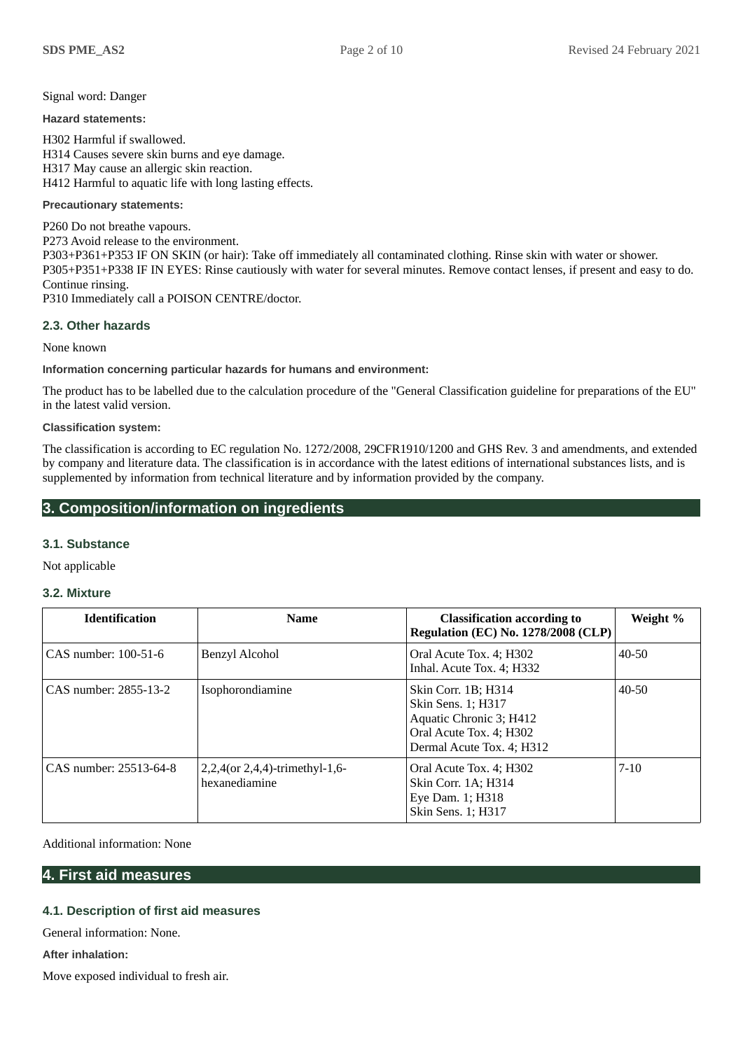Signal word: Danger

**Hazard statements:**

H302 Harmful if swallowed.
H314 Causes severe skin burns and eye damage.
H317 May cause an allergic skin reaction.
H412 Harmful to aquatic life with long lasting effects.

**Precautionary statements:**

P260 Do not breathe vapours.
P273 Avoid release to the environment.
P303+P361+P353 IF ON SKIN (or hair): Take off immediately all contaminated clothing. Rinse skin with water or shower.
P305+P351+P338 IF IN EYES: Rinse cautiously with water for several minutes. Remove contact lenses, if present and easy to do. Continue rinsing.
P310 Immediately call a POISON CENTRE/doctor.

### 2.3. Other hazards

None known

**Information concerning particular hazards for humans and environment:**

The product has to be labelled due to the calculation procedure of the "General Classification guideline for preparations of the EU" in the latest valid version.

**Classification system:**

The classification is according to EC regulation No. 1272/2008, 29CFR1910/1200 and GHS Rev. 3 and amendments, and extended by company and literature data. The classification is in accordance with the latest editions of international substances lists, and is supplemented by information from technical literature and by information provided by the company.

## 3. Composition/information on ingredients

### 3.1. Substance

Not applicable

### 3.2. Mixture

| Identification | Name | Classification according to Regulation (EC) No. 1278/2008 (CLP) | Weight % |
|---|---|---|---|
| CAS number: 100-51-6 | Benzyl Alcohol | Oral Acute Tox. 4; H302<br>Inhal. Acute Tox. 4; H332 | 40-50 |
| CAS number: 2855-13-2 | Isophorondiamine | Skin Corr. 1B; H314<br>Skin Sens. 1; H317<br>Aquatic Chronic 3; H412<br>Oral Acute Tox. 4; H302<br>Dermal Acute Tox. 4; H312 | 40-50 |
| CAS number: 25513-64-8 | 2,2,4(or 2,4,4)-trimethyl-1,6-hexanediamine | Oral Acute Tox. 4; H302<br>Skin Corr. 1A; H314<br>Eye Dam. 1; H318<br>Skin Sens. 1; H317 | 7-10 |

Additional information: None

## 4. First aid measures

### 4.1. Description of first aid measures

General information: None.

**After inhalation:**

Move exposed individual to fresh air.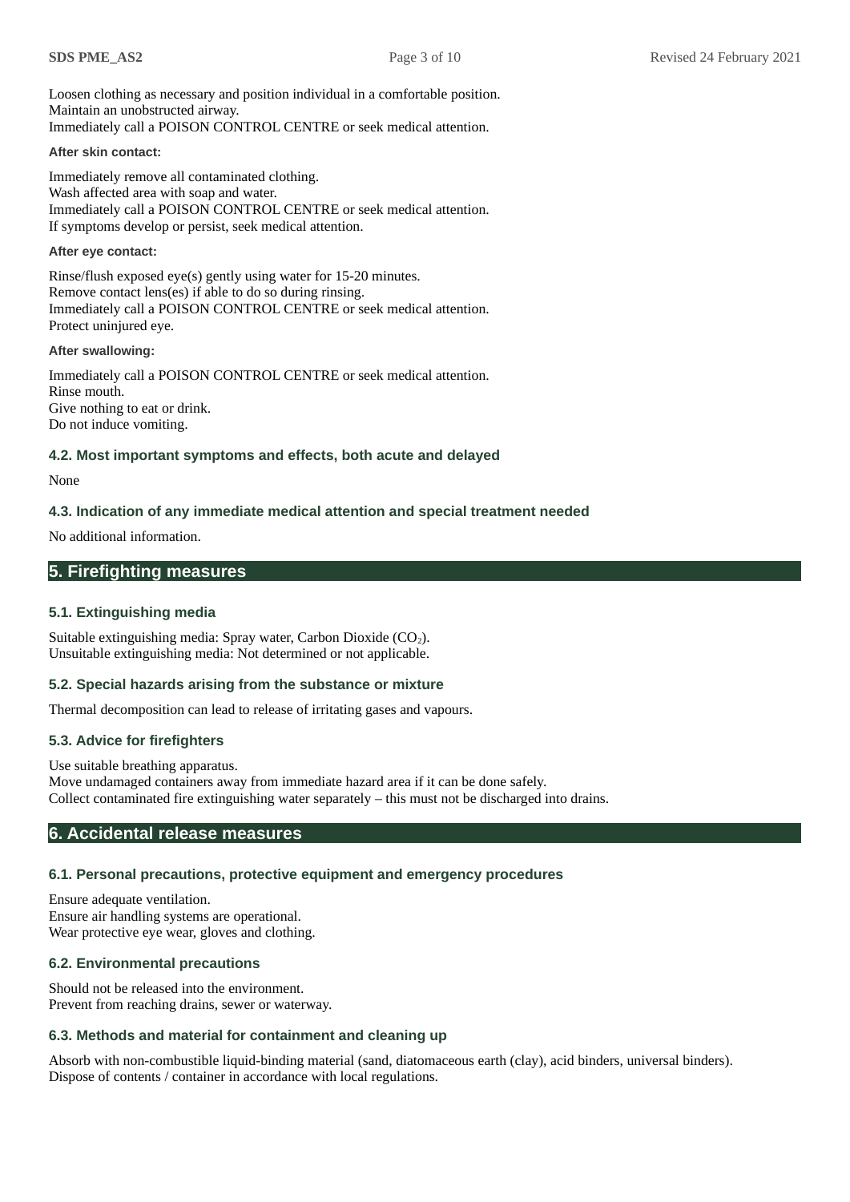Loosen clothing as necessary and position individual in a comfortable position.
Maintain an unobstructed airway.
Immediately call a POISON CONTROL CENTRE or seek medical attention.

**After skin contact:**

Immediately remove all contaminated clothing.
Wash affected area with soap and water.
Immediately call a POISON CONTROL CENTRE or seek medical attention.
If symptoms develop or persist, seek medical attention.

**After eye contact:**

Rinse/flush exposed eye(s) gently using water for 15-20 minutes.
Remove contact lens(es) if able to do so during rinsing.
Immediately call a POISON CONTROL CENTRE or seek medical attention.
Protect uninjured eye.

**After swallowing:**

Immediately call a POISON CONTROL CENTRE or seek medical attention.
Rinse mouth.
Give nothing to eat or drink.
Do not induce vomiting.

### 4.2. Most important symptoms and effects, both acute and delayed

None

### 4.3. Indication of any immediate medical attention and special treatment needed

No additional information.

## 5. Firefighting measures

### 5.1. Extinguishing media

Suitable extinguishing media: Spray water, Carbon Dioxide ($CO_2$).
Unsuitable extinguishing media: Not determined or not applicable.

### 5.2. Special hazards arising from the substance or mixture

Thermal decomposition can lead to release of irritating gases and vapours.

### 5.3. Advice for firefighters

Use suitable breathing apparatus.
Move undamaged containers away from immediate hazard area if it can be done safely.
Collect contaminated fire extinguishing water separately – this must not be discharged into drains.

## 6. Accidental release measures

### 6.1. Personal precautions, protective equipment and emergency procedures

Ensure adequate ventilation.
Ensure air handling systems are operational.
Wear protective eye wear, gloves and clothing.

### 6.2. Environmental precautions

Should not be released into the environment.
Prevent from reaching drains, sewer or waterway.

### 6.3. Methods and material for containment and cleaning up

Absorb with non-combustible liquid-binding material (sand, diatomaceous earth (clay), acid binders, universal binders).
Dispose of contents / container in accordance with local regulations.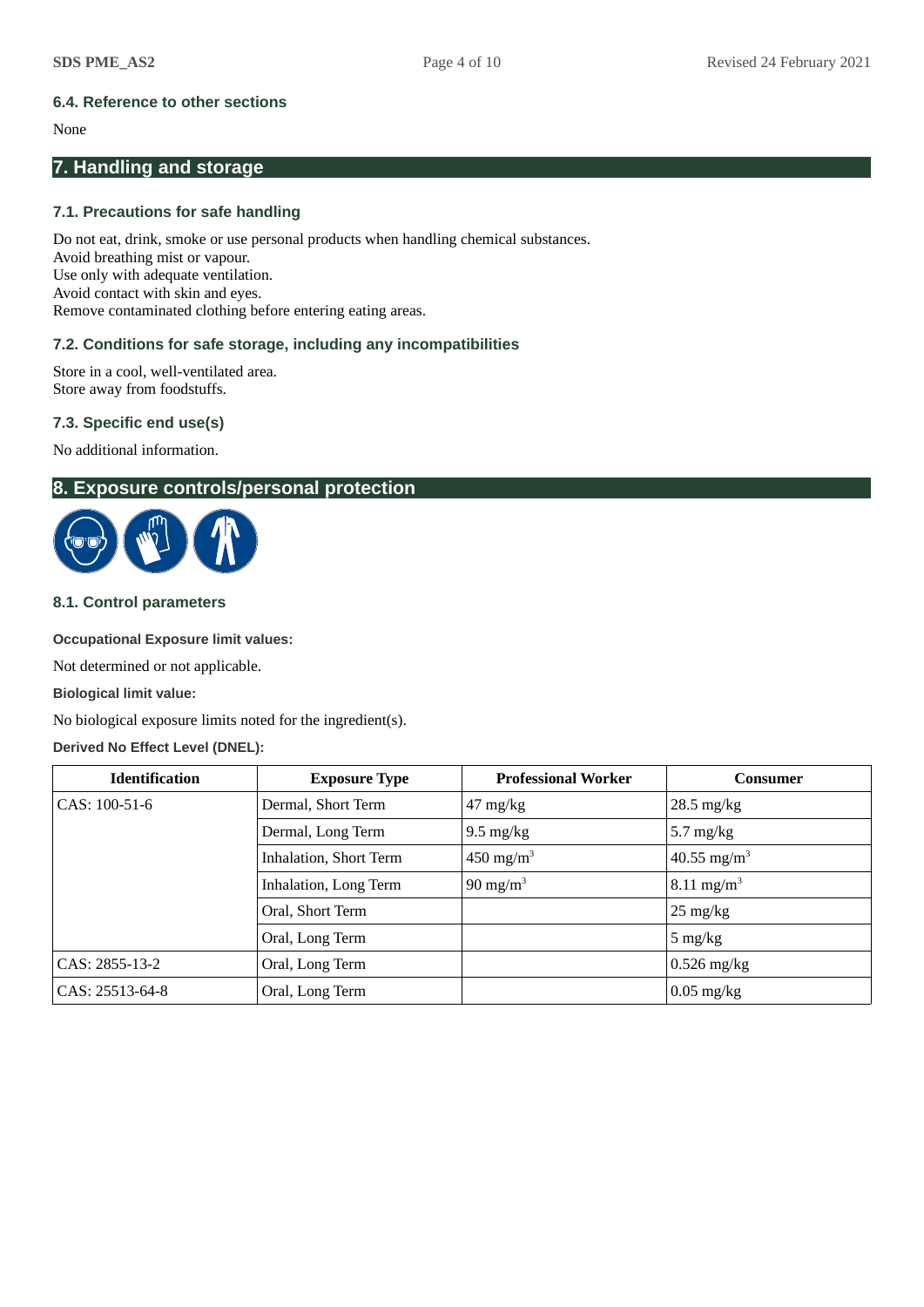### 6.4. Reference to other sections

None

## 7. Handling and storage

### 7.1. Precautions for safe handling

Do not eat, drink, smoke or use personal products when handling chemical substances.
Avoid breathing mist or vapour.
Use only with adequate ventilation.
Avoid contact with skin and eyes.
Remove contaminated clothing before entering eating areas.

### 7.2. Conditions for safe storage, including any incompatibilities

Store in a cool, well-ventilated area.
Store away from foodstuffs.

### 7.3. Specific end use(s)

No additional information.

## 8. Exposure controls/personal protection

### 8.1. Control parameters

**Occupational Exposure limit values:**

Not determined or not applicable.

**Biological limit value:**

No biological exposure limits noted for the ingredient(s).

**Derived No Effect Level (DNEL):**

| Identification | Exposure Type | Professional Worker | Consumer |
|---|---|---|---|
| CAS: 100-51-6 | Dermal, Short Term | 47 mg/kg | 28.5 mg/kg |
| | Dermal, Long Term | 9.5 mg/kg | 5.7 mg/kg |
| | Inhalation, Short Term | 450 $mg/m^3$ | 40.55 $mg/m^3$ |
| | Inhalation, Long Term | 90 $mg/m^3$ | 8.11 $mg/m^3$ |
| | Oral, Short Term | | 25 mg/kg |
| | Oral, Long Term | | 5 mg/kg |
| CAS: 2855-13-2 | Oral, Long Term | | 0.526 mg/kg |
| CAS: 25513-64-8 | Oral, Long Term | | 0.05 mg/kg |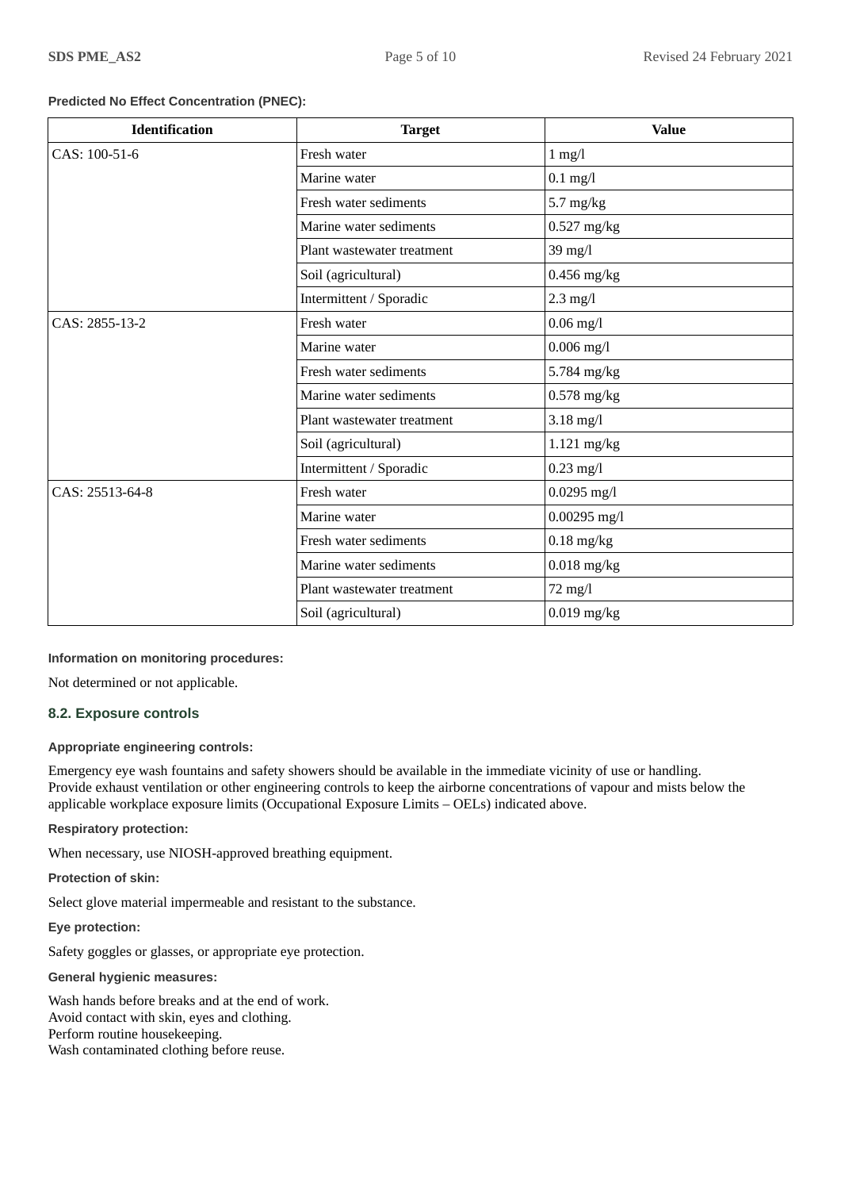**Predicted No Effect Concentration (PNEC):**

| Identification | Target | Value |
|---|---|---|
| CAS: 100-51-6 | Fresh water | 1 mg/l |
| | Marine water | 0.1 mg/l |
| | Fresh water sediments | 5.7 mg/kg |
| | Marine water sediments | 0.527 mg/kg |
| | Plant wastewater treatment | 39 mg/l |
| | Soil (agricultural) | 0.456 mg/kg |
| | Intermittent / Sporadic | 2.3 mg/l |
| CAS: 2855-13-2 | Fresh water | 0.06 mg/l |
| | Marine water | 0.006 mg/l |
| | Fresh water sediments | 5.784 mg/kg |
| | Marine water sediments | 0.578 mg/kg |
| | Plant wastewater treatment | 3.18 mg/l |
| | Soil (agricultural) | 1.121 mg/kg |
| | Intermittent / Sporadic | 0.23 mg/l |
| CAS: 25513-64-8 | Fresh water | 0.0295 mg/l |
| | Marine water | 0.00295 mg/l |
| | Fresh water sediments | 0.18 mg/kg |
| | Marine water sediments | 0.018 mg/kg |
| | Plant wastewater treatment | 72 mg/l |
| | Soil (agricultural) | 0.019 mg/kg |

**Information on monitoring procedures:**

Not determined or not applicable.

### 8.2. Exposure controls

**Appropriate engineering controls:**

Emergency eye wash fountains and safety showers should be available in the immediate vicinity of use or handling.
Provide exhaust ventilation or other engineering controls to keep the airborne concentrations of vapour and mists below the applicable workplace exposure limits (Occupational Exposure Limits – OELs) indicated above.

**Respiratory protection:**

When necessary, use NIOSH-approved breathing equipment.

**Protection of skin:**

Select glove material impermeable and resistant to the substance.

**Eye protection:**

Safety goggles or glasses, or appropriate eye protection.

**General hygienic measures:**

Wash hands before breaks and at the end of work.
Avoid contact with skin, eyes and clothing.
Perform routine housekeeping.
Wash contaminated clothing before reuse.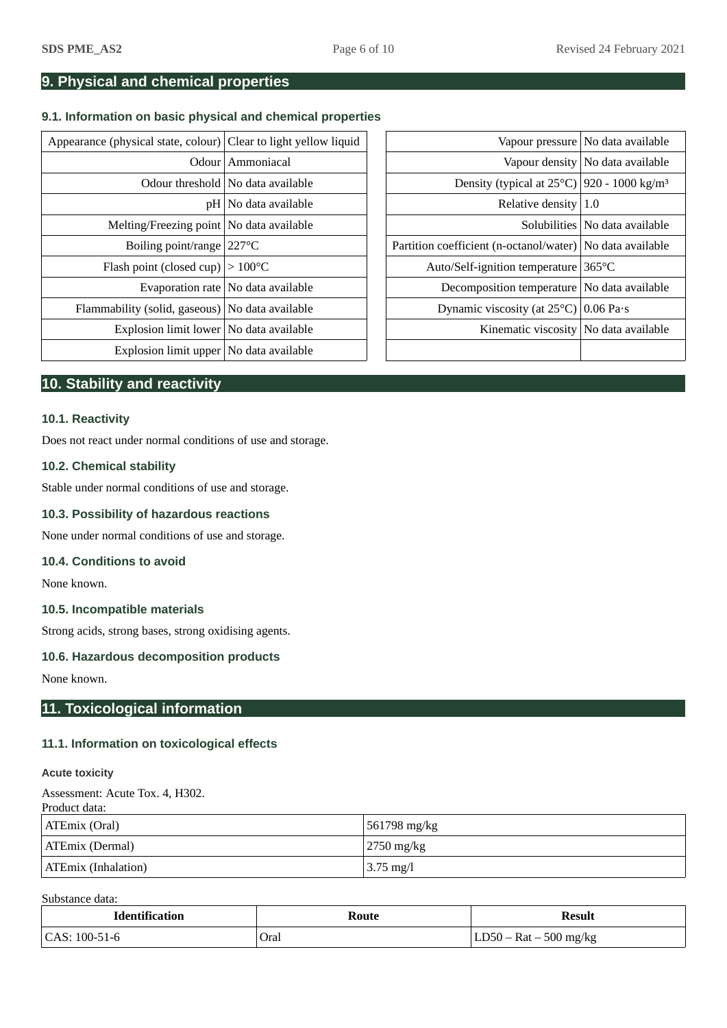## 9. Physical and chemical properties

### 9.1. Information on basic physical and chemical properties

| Property | Value |
|---|---|
| Appearance (physical state, colour) | Clear to light yellow liquid |
| Odour | Ammoniacal |
| Odour threshold | No data available |
| pH | No data available |
| Melting/Freezing point | No data available |
| Boiling point/range | 227°C |
| Flash point (closed cup) | > 100°C |
| Evaporation rate | No data available |
| Flammability (solid, gaseous) | No data available |
| Explosion limit lower | No data available |
| Explosion limit upper | No data available |

| Property | Value |
|---|---|
| Vapour pressure | No data available |
| Vapour density | No data available |
| Density (typical at 25°C) | 920 - 1000 kg/m³ |
| Relative density | 1.0 |
| Solubilities | No data available |
| Partition coefficient (n-octanol/water) | No data available |
| Auto/Self-ignition temperature | 365°C |
| Decomposition temperature | No data available |
| Dynamic viscosity (at 25°C) | 0.06 Pa·s |
| Kinematic viscosity | No data available |

## 10. Stability and reactivity

### 10.1. Reactivity

Does not react under normal conditions of use and storage.

### 10.2. Chemical stability

Stable under normal conditions of use and storage.

### 10.3. Possibility of hazardous reactions

None under normal conditions of use and storage.

### 10.4. Conditions to avoid

None known.

### 10.5. Incompatible materials

Strong acids, strong bases, strong oxidising agents.

### 10.6. Hazardous decomposition products

None known.

## 11. Toxicological information

### 11.1. Information on toxicological effects

#### Acute toxicity

Assessment: Acute Tox. 4, H302.

Product data:

| Route | Value |
|---|---|
| ATEmix (Oral) | 561798 mg/kg |
| ATEmix (Dermal) | 2750 mg/kg |
| ATEmix (Inhalation) | 3.75 mg/l |

Substance data:

| Identification | Route | Result |
|---|---|---|
| CAS: 100-51-6 | Oral | LD50 – Rat – 500 mg/kg |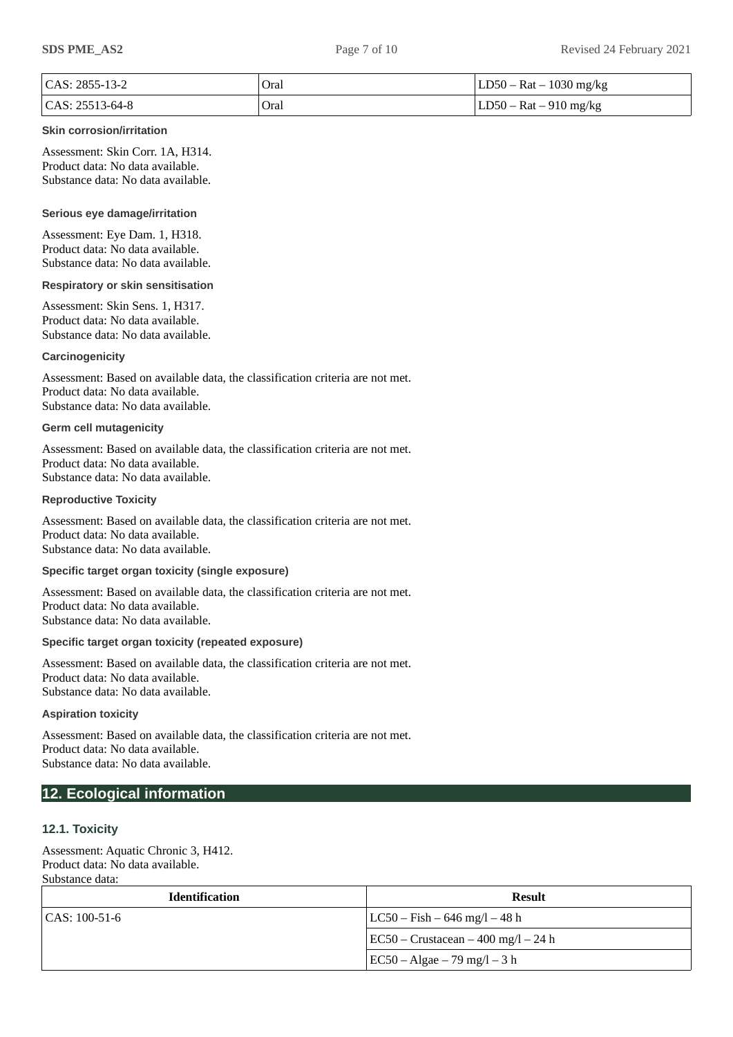| CAS: 2855-13-2 | Oral | LD50 – Rat – 1030 mg/kg |
| --- | --- | --- |
| CAS: 25513-64-8 | Oral | LD50 – Rat – 910 mg/kg |

**Skin corrosion/irritation**

Assessment: Skin Corr. 1A, H314.
Product data: No data available.
Substance data: No data available.

**Serious eye damage/irritation**

Assessment: Eye Dam. 1, H318.
Product data: No data available.
Substance data: No data available.

**Respiratory or skin sensitisation**

Assessment: Skin Sens. 1, H317.
Product data: No data available.
Substance data: No data available.

**Carcinogenicity**

Assessment: Based on available data, the classification criteria are not met.
Product data: No data available.
Substance data: No data available.

**Germ cell mutagenicity**

Assessment: Based on available data, the classification criteria are not met.
Product data: No data available.
Substance data: No data available.

**Reproductive Toxicity**

Assessment: Based on available data, the classification criteria are not met.
Product data: No data available.
Substance data: No data available.

**Specific target organ toxicity (single exposure)**

Assessment: Based on available data, the classification criteria are not met.
Product data: No data available.
Substance data: No data available.

**Specific target organ toxicity (repeated exposure)**

Assessment: Based on available data, the classification criteria are not met.
Product data: No data available.
Substance data: No data available.

**Aspiration toxicity**

Assessment: Based on available data, the classification criteria are not met.
Product data: No data available.
Substance data: No data available.

## 12. Ecological information

### 12.1. Toxicity

Assessment: Aquatic Chronic 3, H412.
Product data: No data available.
Substance data:

| Identification | Result |
| --- | --- |
| CAS: 100-51-6 | LC50 – Fish – 646 mg/l – 48 h |
| | EC50 – Crustacean – 400 mg/l – 24 h |
| | EC50 – Algae – 79 mg/l – 3 h |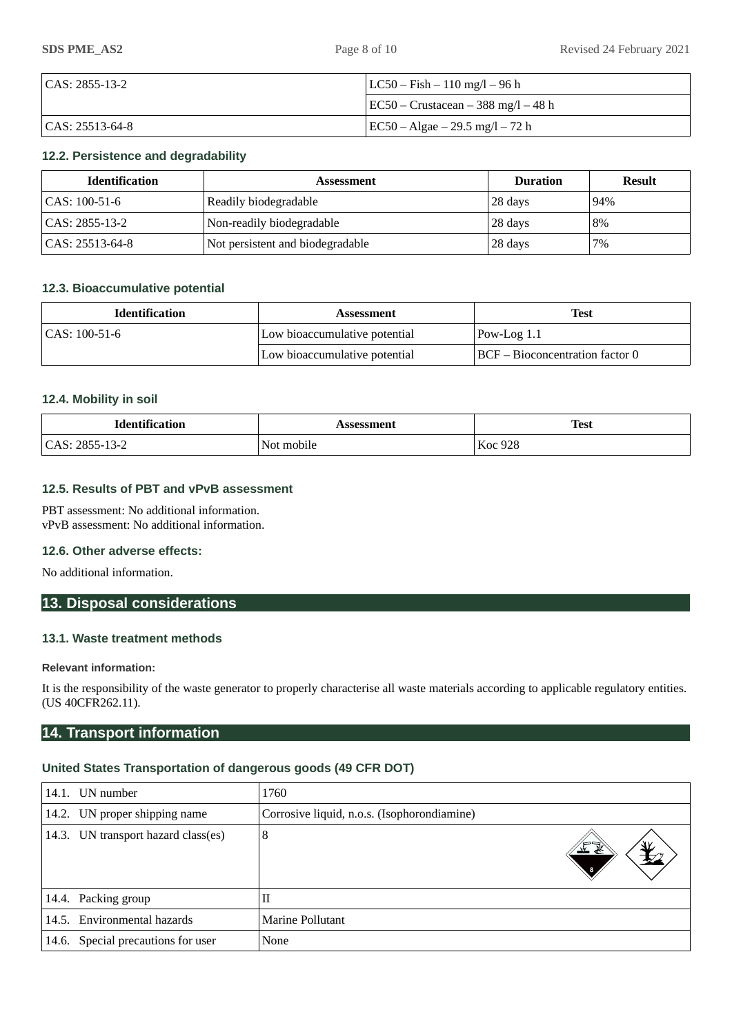| | |
|---|---|
| CAS: 2855-13-2 | LC50 – Fish – 110 mg/l – 96 h |
| | EC50 – Crustacean – 388 mg/l – 48 h |
| CAS: 25513-64-8 | EC50 – Algae – 29.5 mg/l – 72 h |

### 12.2. Persistence and degradability

| Identification | Assessment | Duration | Result |
|---|---|---|---|
| CAS: 100-51-6 | Readily biodegradable | 28 days | 94% |
| CAS: 2855-13-2 | Non-readily biodegradable | 28 days | 8% |
| CAS: 25513-64-8 | Not persistent and biodegradable | 28 days | 7% |

### 12.3. Bioaccumulative potential

| Identification | Assessment | Test |
|---|---|---|
| CAS: 100-51-6 | Low bioaccumulative potential | Pow-Log 1.1 |
| | Low bioaccumulative potential | BCF – Bioconcentration factor 0 |

### 12.4. Mobility in soil

| Identification | Assessment | Test |
|---|---|---|
| CAS: 2855-13-2 | Not mobile | Koc 928 |

### 12.5. Results of PBT and vPvB assessment

PBT assessment: No additional information.
vPvB assessment: No additional information.

### 12.6. Other adverse effects:

No additional information.

## 13. Disposal considerations

### 13.1. Waste treatment methods

**Relevant information:**

It is the responsibility of the waste generator to properly characterise all waste materials according to applicable regulatory entities. (US 40CFR262.11).

## 14. Transport information

### United States Transportation of dangerous goods (49 CFR DOT)

| | |
|---|---|
| 14.1. UN number | 1760 |
| 14.2. UN proper shipping name | Corrosive liquid, n.o.s. (Isophorondiamine) |
| 14.3. UN transport hazard class(es) | 8 |
| 14.4. Packing group | II |
| 14.5. Environmental hazards | Marine Pollutant |
| 14.6. Special precautions for user | None |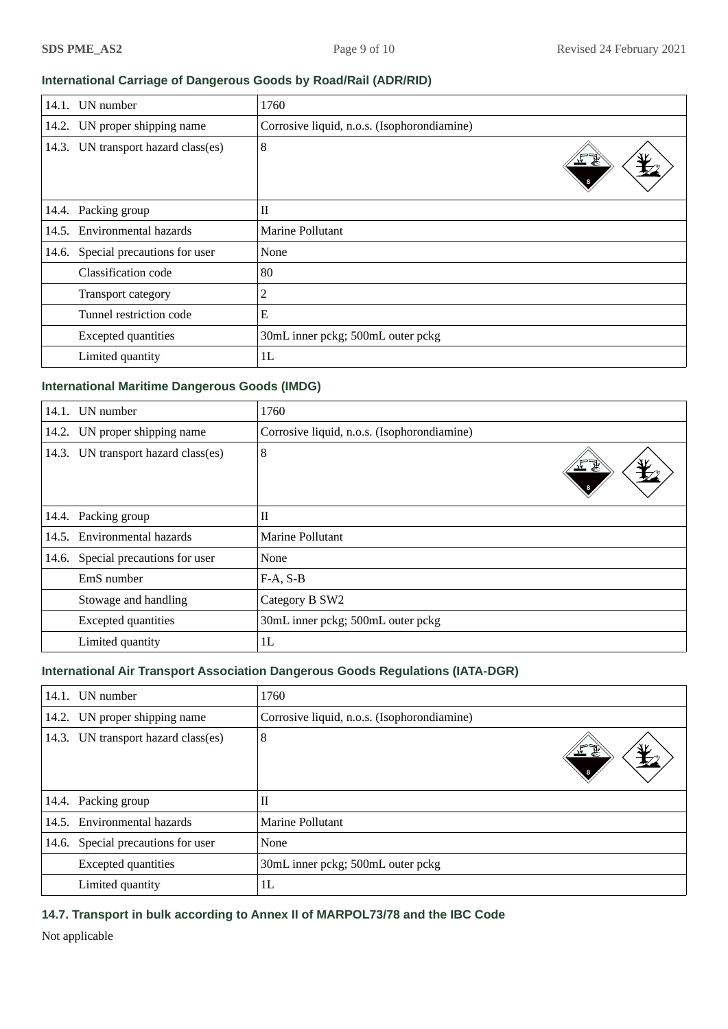### International Carriage of Dangerous Goods by Road/Rail (ADR/RID)

| | |
|---|---|
| 14.1. UN number | 1760 |
| 14.2. UN proper shipping name | Corrosive liquid, n.o.s. (Isophorondiamine) |
| 14.3. UN transport hazard class(es) | 8 |
| 14.4. Packing group | II |
| 14.5. Environmental hazards | Marine Pollutant |
| 14.6. Special precautions for user | None |
| Classification code | 80 |
| Transport category | 2 |
| Tunnel restriction code | E |
| Excepted quantities | 30mL inner pckg; 500mL outer pckg |
| Limited quantity | 1L |

### International Maritime Dangerous Goods (IMDG)

| | |
|---|---|
| 14.1. UN number | 1760 |
| 14.2. UN proper shipping name | Corrosive liquid, n.o.s. (Isophorondiamine) |
| 14.3. UN transport hazard class(es) | 8 |
| 14.4. Packing group | II |
| 14.5. Environmental hazards | Marine Pollutant |
| 14.6. Special precautions for user | None |
| EmS number | F-A, S-B |
| Stowage and handling | Category B SW2 |
| Excepted quantities | 30mL inner pckg; 500mL outer pckg |
| Limited quantity | 1L |

### International Air Transport Association Dangerous Goods Regulations (IATA-DGR)

| | |
|---|---|
| 14.1. UN number | 1760 |
| 14.2. UN proper shipping name | Corrosive liquid, n.o.s. (Isophorondiamine) |
| 14.3. UN transport hazard class(es) | 8 |
| 14.4. Packing group | II |
| 14.5. Environmental hazards | Marine Pollutant |
| 14.6. Special precautions for user | None |
| Excepted quantities | 30mL inner pckg; 500mL outer pckg |
| Limited quantity | 1L |

### 14.7. Transport in bulk according to Annex II of MARPOL73/78 and the IBC Code

Not applicable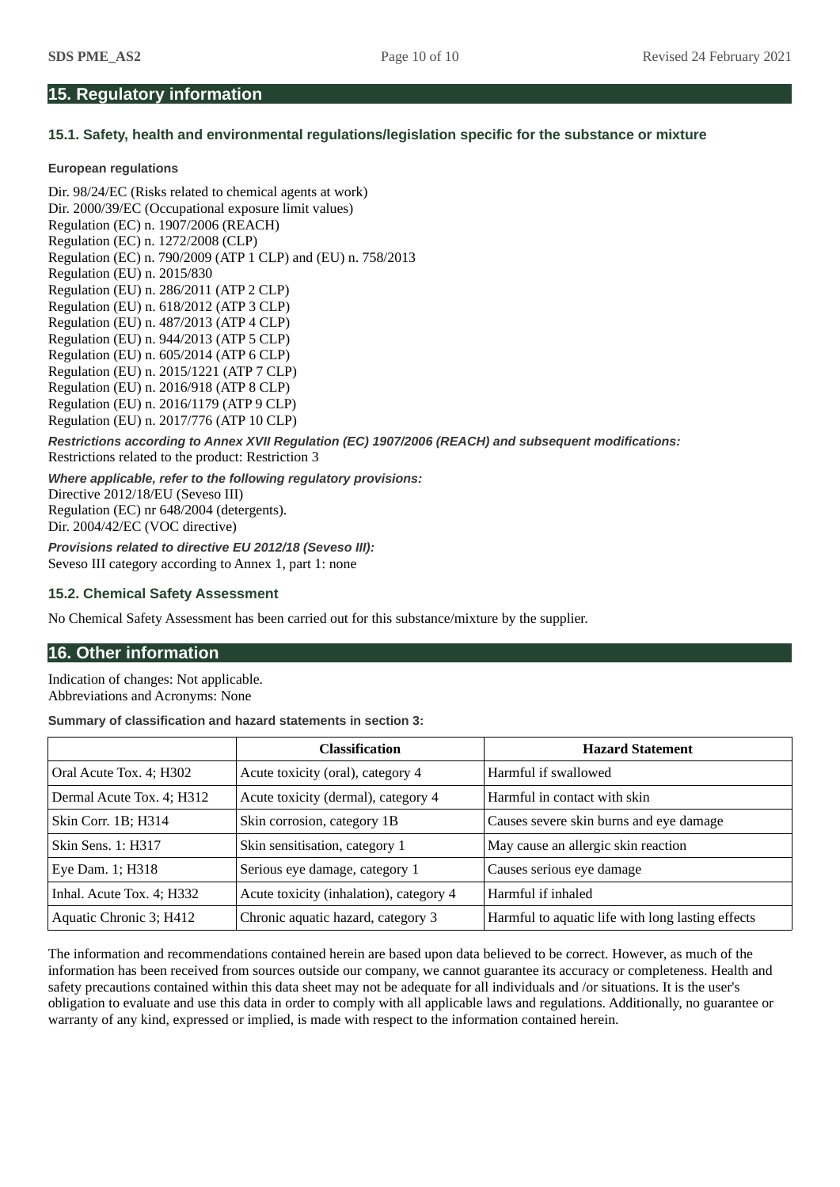## 15. Regulatory information

### 15.1. Safety, health and environmental regulations/legislation specific for the substance or mixture

**European regulations**

Dir. 98/24/EC (Risks related to chemical agents at work)
Dir. 2000/39/EC (Occupational exposure limit values)
Regulation (EC) n. 1907/2006 (REACH)
Regulation (EC) n. 1272/2008 (CLP)
Regulation (EC) n. 790/2009 (ATP 1 CLP) and (EU) n. 758/2013
Regulation (EU) n. 2015/830
Regulation (EU) n. 286/2011 (ATP 2 CLP)
Regulation (EU) n. 618/2012 (ATP 3 CLP)
Regulation (EU) n. 487/2013 (ATP 4 CLP)
Regulation (EU) n. 944/2013 (ATP 5 CLP)
Regulation (EU) n. 605/2014 (ATP 6 CLP)
Regulation (EU) n. 2015/1221 (ATP 7 CLP)
Regulation (EU) n. 2016/918 (ATP 8 CLP)
Regulation (EU) n. 2016/1179 (ATP 9 CLP)
Regulation (EU) n. 2017/776 (ATP 10 CLP)

***Restrictions according to Annex XVII Regulation (EC) 1907/2006 (REACH) and subsequent modifications:***
Restrictions related to the product: Restriction 3

***Where applicable, refer to the following regulatory provisions:***
Directive 2012/18/EU (Seveso III)
Regulation (EC) nr 648/2004 (detergents).
Dir. 2004/42/EC (VOC directive)

***Provisions related to directive EU 2012/18 (Seveso III):***
Seveso III category according to Annex 1, part 1: none

### 15.2. Chemical Safety Assessment

No Chemical Safety Assessment has been carried out for this substance/mixture by the supplier.

## 16. Other information

Indication of changes: Not applicable.
Abbreviations and Acronyms: None

**Summary of classification and hazard statements in section 3:**

| | Classification | Hazard Statement |
|---|---|---|
| Oral Acute Tox. 4; H302 | Acute toxicity (oral), category 4 | Harmful if swallowed |
| Dermal Acute Tox. 4; H312 | Acute toxicity (dermal), category 4 | Harmful in contact with skin |
| Skin Corr. 1B; H314 | Skin corrosion, category 1B | Causes severe skin burns and eye damage |
| Skin Sens. 1: H317 | Skin sensitisation, category 1 | May cause an allergic skin reaction |
| Eye Dam. 1; H318 | Serious eye damage, category 1 | Causes serious eye damage |
| Inhal. Acute Tox. 4; H332 | Acute toxicity (inhalation), category 4 | Harmful if inhaled |
| Aquatic Chronic 3; H412 | Chronic aquatic hazard, category 3 | Harmful to aquatic life with long lasting effects |

The information and recommendations contained herein are based upon data believed to be correct. However, as much of the information has been received from sources outside our company, we cannot guarantee its accuracy or completeness. Health and safety precautions contained within this data sheet may not be adequate for all individuals and /or situations. It is the user's obligation to evaluate and use this data in order to comply with all applicable laws and regulations. Additionally, no guarantee or warranty of any kind, expressed or implied, is made with respect to the information contained herein.